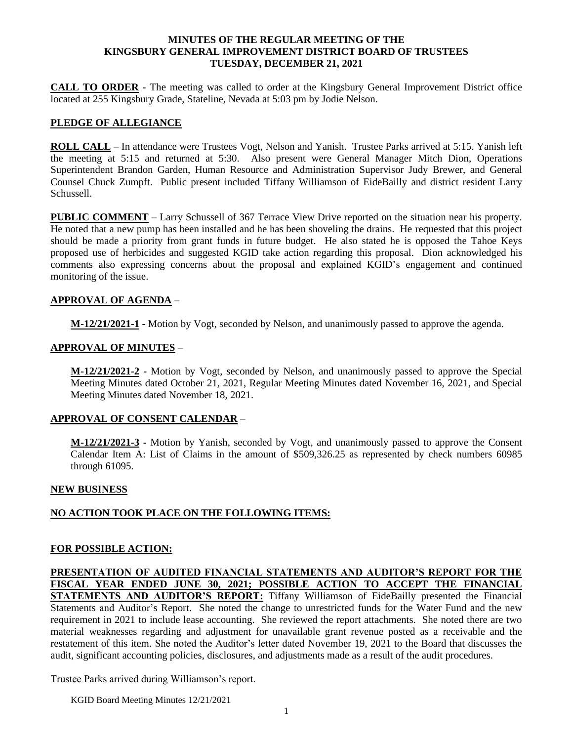**MINUTES OF THE REGULAR MEETING OF THE KINGSBURY GENERAL IMPROVEMENT DISTRICT BOARD OF TRUSTEES TUESDAY, DECEMBER 21, 2021**

**CALL TO ORDER** - The meeting was called to order at the Kingsbury General Improvement District office located at 255 Kingsbury Grade, Stateline, Nevada at 5:03 pm by Jodie Nelson.

**PLEDGE OF ALLEGIANCE**

**ROLL CALL** – In attendance were Trustees Vogt, Nelson and Yanish. Trustee Parks arrived at 5:15. Yanish left the meeting at 5:15 and returned at 5:30. Also present were General Manager Mitch Dion, Operations Superintendent Brandon Garden, Human Resource and Administration Supervisor Judy Brewer, and General Counsel Chuck Zumpft. Public present included Tiffany Williamson of EideBailly and district resident Larry Schussell.

**PUBLIC COMMENT** – Larry Schussell of 367 Terrace View Drive reported on the situation near his property. He noted that a new pump has been installed and he has been shoveling the drains. He requested that this project should be made a priority from grant funds in future budget. He also stated he is opposed the Tahoe Keys proposed use of herbicides and suggested KGID take action regarding this proposal. Dion acknowledged his comments also expressing concerns about the proposal and explained KGID's engagement and continued monitoring of the issue.

**APPROVAL OF AGENDA** –

**M-12/21/2021-1** - Motion by Vogt, seconded by Nelson, and unanimously passed to approve the agenda.

**APPROVAL OF MINUTES** –

**M-12/21/2021-2** - Motion by Vogt, seconded by Nelson, and unanimously passed to approve the Special Meeting Minutes dated October 21, 2021, Regular Meeting Minutes dated November 16, 2021, and Special Meeting Minutes dated November 18, 2021.

**APPROVAL OF CONSENT CALENDAR** –

**M-12/21/2021-3** - Motion by Yanish, seconded by Vogt, and unanimously passed to approve the Consent Calendar Item A: List of Claims in the amount of $509,326.25 as represented by check numbers 60985 through 61095.

**NEW BUSINESS**

**NO ACTION TOOK PLACE ON THE FOLLOWING ITEMS:**

**FOR POSSIBLE ACTION:**

**PRESENTATION OF AUDITED FINANCIAL STATEMENTS AND AUDITOR'S REPORT FOR THE FISCAL YEAR ENDED JUNE 30, 2021; POSSIBLE ACTION TO ACCEPT THE FINANCIAL STATEMENTS AND AUDITOR'S REPORT:** Tiffany Williamson of EideBailly presented the Financial Statements and Auditor's Report. She noted the change to unrestricted funds for the Water Fund and the new requirement in 2021 to include lease accounting. She reviewed the report attachments. She noted there are two material weaknesses regarding and adjustment for unavailable grant revenue posted as a receivable and the restatement of this item. She noted the Auditor's letter dated November 19, 2021 to the Board that discusses the audit, significant accounting policies, disclosures, and adjustments made as a result of the audit procedures.

Trustee Parks arrived during Williamson's report.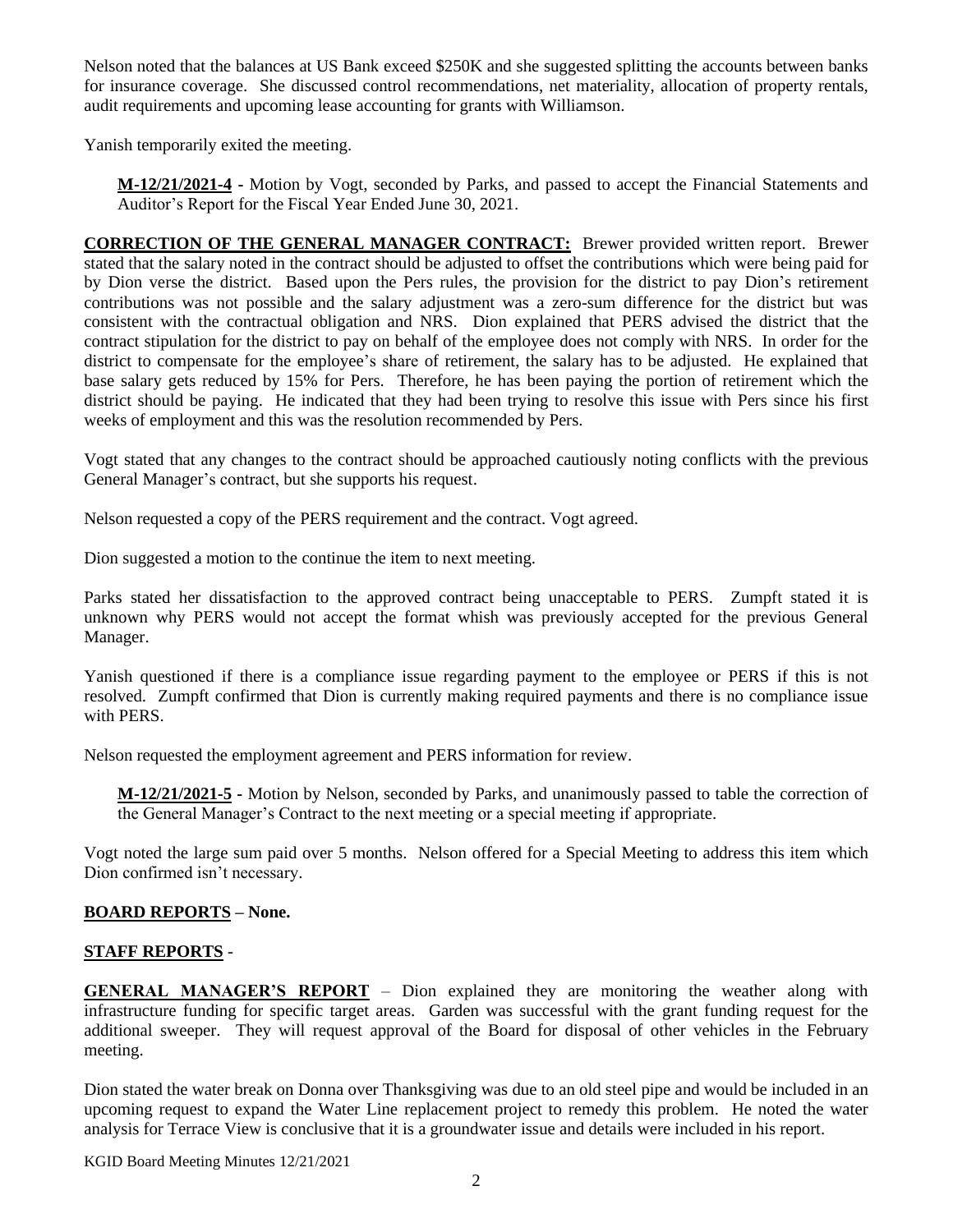Nelson noted that the balances at US Bank exceed $250K and she suggested splitting the accounts between banks for insurance coverage. She discussed control recommendations, net materiality, allocation of property rentals, audit requirements and upcoming lease accounting for grants with Williamson.

Yanish temporarily exited the meeting.

> **M-12/21/2021-4 -** Motion by Vogt, seconded by Parks, and passed to accept the Financial Statements and Auditor's Report for the Fiscal Year Ended June 30, 2021.

**CORRECTION OF THE GENERAL MANAGER CONTRACT:** Brewer provided written report. Brewer stated that the salary noted in the contract should be adjusted to offset the contributions which were being paid for by Dion verse the district. Based upon the Pers rules, the provision for the district to pay Dion's retirement contributions was not possible and the salary adjustment was a zero-sum difference for the district but was consistent with the contractual obligation and NRS. Dion explained that PERS advised the district that the contract stipulation for the district to pay on behalf of the employee does not comply with NRS. In order for the district to compensate for the employee's share of retirement, the salary has to be adjusted. He explained that base salary gets reduced by 15% for Pers. Therefore, he has been paying the portion of retirement which the district should be paying. He indicated that they had been trying to resolve this issue with Pers since his first weeks of employment and this was the resolution recommended by Pers.

Vogt stated that any changes to the contract should be approached cautiously noting conflicts with the previous General Manager's contract, but she supports his request.

Nelson requested a copy of the PERS requirement and the contract. Vogt agreed.

Dion suggested a motion to the continue the item to next meeting.

Parks stated her dissatisfaction to the approved contract being unacceptable to PERS. Zumpft stated it is unknown why PERS would not accept the format whish was previously accepted for the previous General Manager.

Yanish questioned if there is a compliance issue regarding payment to the employee or PERS if this is not resolved. Zumpft confirmed that Dion is currently making required payments and there is no compliance issue with PERS.

Nelson requested the employment agreement and PERS information for review.

> **M-12/21/2021-5 -** Motion by Nelson, seconded by Parks, and unanimously passed to table the correction of the General Manager's Contract to the next meeting or a special meeting if appropriate.

Vogt noted the large sum paid over 5 months. Nelson offered for a Special Meeting to address this item which Dion confirmed isn't necessary.

**BOARD REPORTS – None.**

**STAFF REPORTS** -

**GENERAL MANAGER'S REPORT** – Dion explained they are monitoring the weather along with infrastructure funding for specific target areas. Garden was successful with the grant funding request for the additional sweeper. They will request approval of the Board for disposal of other vehicles in the February meeting.

Dion stated the water break on Donna over Thanksgiving was due to an old steel pipe and would be included in an upcoming request to expand the Water Line replacement project to remedy this problem. He noted the water analysis for Terrace View is conclusive that it is a groundwater issue and details were included in his report.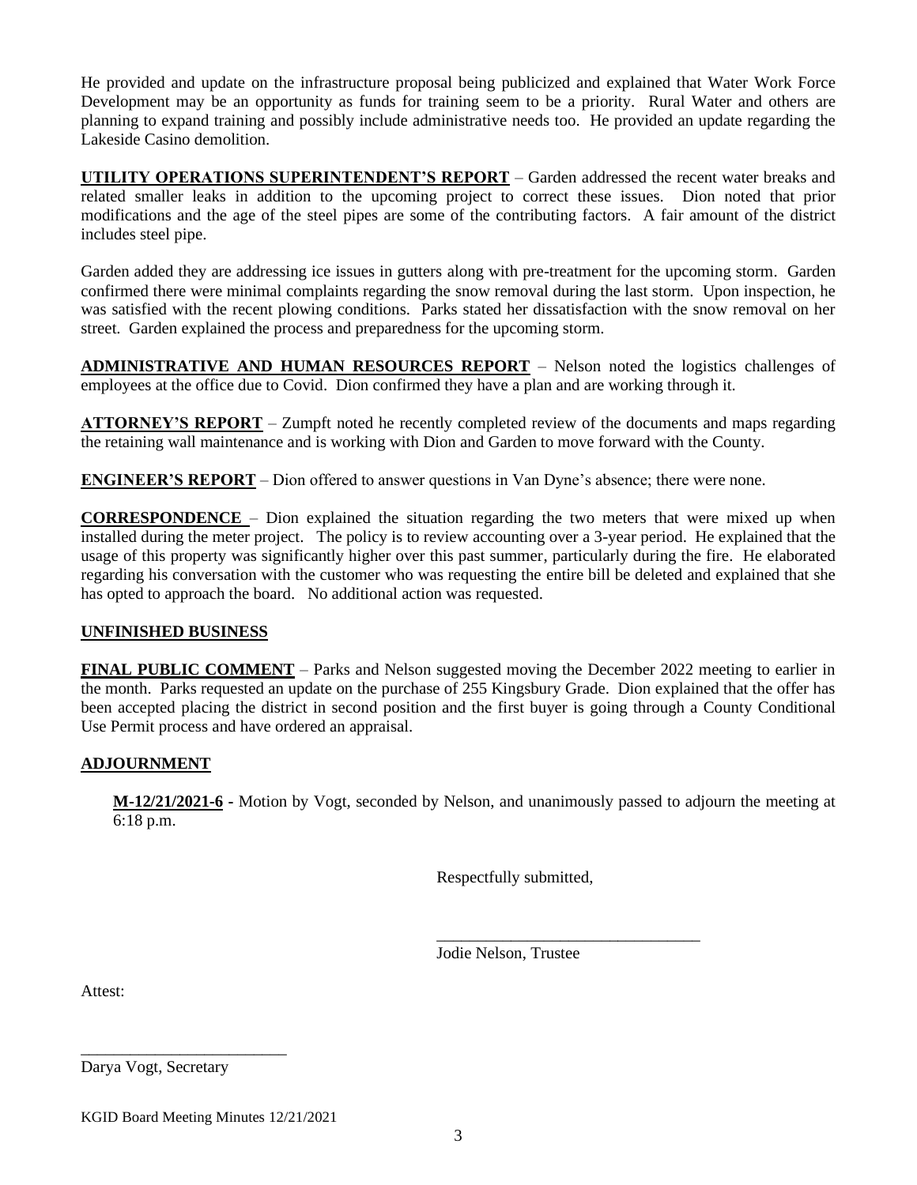He provided and update on the infrastructure proposal being publicized and explained that Water Work Force Development may be an opportunity as funds for training seem to be a priority. Rural Water and others are planning to expand training and possibly include administrative needs too. He provided an update regarding the Lakeside Casino demolition.

**UTILITY OPERATIONS SUPERINTENDENT'S REPORT** – Garden addressed the recent water breaks and related smaller leaks in addition to the upcoming project to correct these issues. Dion noted that prior modifications and the age of the steel pipes are some of the contributing factors. A fair amount of the district includes steel pipe.

Garden added they are addressing ice issues in gutters along with pre-treatment for the upcoming storm. Garden confirmed there were minimal complaints regarding the snow removal during the last storm. Upon inspection, he was satisfied with the recent plowing conditions. Parks stated her dissatisfaction with the snow removal on her street. Garden explained the process and preparedness for the upcoming storm.

**ADMINISTRATIVE AND HUMAN RESOURCES REPORT** – Nelson noted the logistics challenges of employees at the office due to Covid. Dion confirmed they have a plan and are working through it.

**ATTORNEY'S REPORT** – Zumpft noted he recently completed review of the documents and maps regarding the retaining wall maintenance and is working with Dion and Garden to move forward with the County.

**ENGINEER'S REPORT** – Dion offered to answer questions in Van Dyne's absence; there were none.

**CORRESPONDENCE** – Dion explained the situation regarding the two meters that were mixed up when installed during the meter project. The policy is to review accounting over a 3-year period. He explained that the usage of this property was significantly higher over this past summer, particularly during the fire. He elaborated regarding his conversation with the customer who was requesting the entire bill be deleted and explained that she has opted to approach the board. No additional action was requested.

**UNFINISHED BUSINESS**

**FINAL PUBLIC COMMENT** – Parks and Nelson suggested moving the December 2022 meeting to earlier in the month. Parks requested an update on the purchase of 255 Kingsbury Grade. Dion explained that the offer has been accepted placing the district in second position and the first buyer is going through a County Conditional Use Permit process and have ordered an appraisal.

**ADJOURNMENT**

**M-12/21/2021-6** - Motion by Vogt, seconded by Nelson, and unanimously passed to adjourn the meeting at 6:18 p.m.

Respectfully submitted,

\_\_\_\_\_\_\_\_\_\_\_\_\_\_\_\_\_\_\_\_\_\_\_\_\_\_\_\_\_\_\_\_

Jodie Nelson, Trustee

Attest:

\_\_\_\_\_\_\_\_\_\_\_\_\_\_\_\_\_\_\_\_\_\_\_\_\_\_

Darya Vogt, Secretary